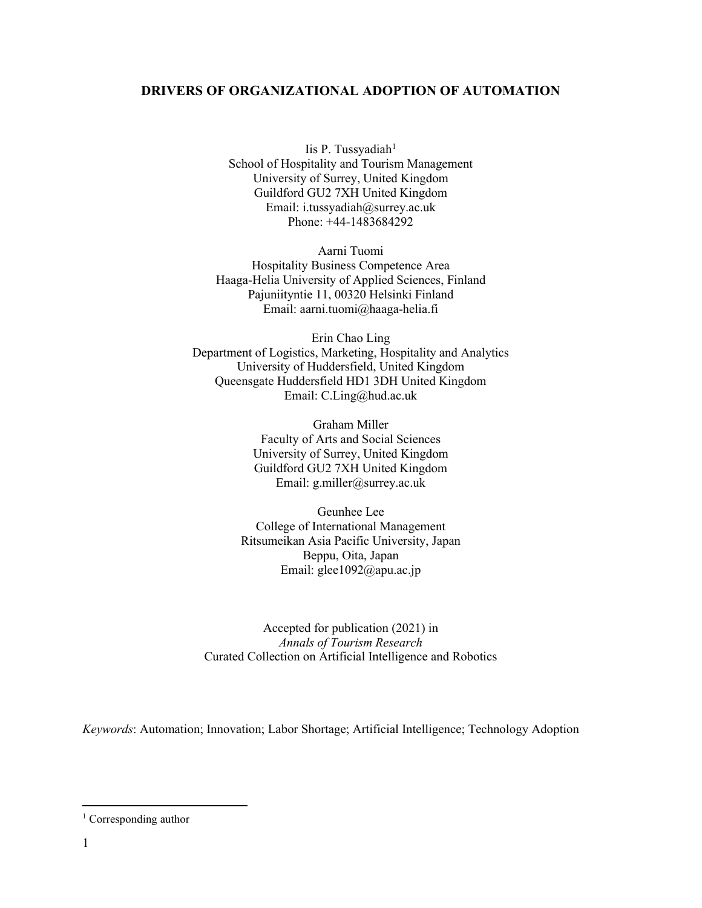# DRIVERS OF ORGANIZATIONAL ADOPTION OF AUTOMATION

Iis P. Tussyadiah[1]
School of Hospitality and Tourism Management
University of Surrey, United Kingdom
Guildford GU2 7XH United Kingdom
Email: i.tussyadiah@surrey.ac.uk
Phone: +44-1483684292

Aarni Tuomi
Hospitality Business Competence Area
Haaga-Helia University of Applied Sciences, Finland
Pajuniityntie 11, 00320 Helsinki Finland
Email: aarni.tuomi@haaga-helia.fi

Erin Chao Ling
Department of Logistics, Marketing, Hospitality and Analytics
University of Huddersfield, United Kingdom
Queensgate Huddersfield HD1 3DH United Kingdom
Email: C.Ling@hud.ac.uk

Graham Miller
Faculty of Arts and Social Sciences
University of Surrey, United Kingdom
Guildford GU2 7XH United Kingdom
Email: g.miller@surrey.ac.uk

Geunhee Lee
College of International Management
Ritsumeikan Asia Pacific University, Japan
Beppu, Oita, Japan
Email: glee1092@apu.ac.jp

Accepted for publication (2021) in
*Annals of Tourism Research*
Curated Collection on Artificial Intelligence and Robotics

*Keywords*: Automation; Innovation; Labor Shortage; Artificial Intelligence; Technology Adoption

[1] Corresponding author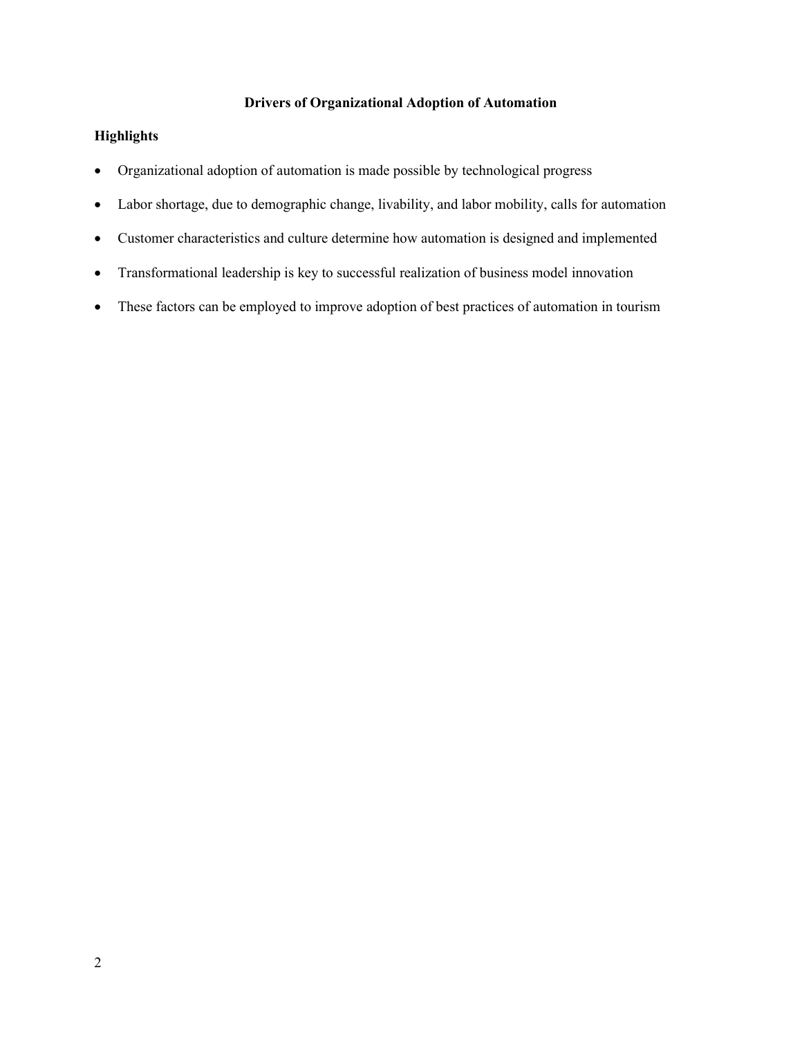# Drivers of Organizational Adoption of Automation

## Highlights

- Organizational adoption of automation is made possible by technological progress
- Labor shortage, due to demographic change, livability, and labor mobility, calls for automation
- Customer characteristics and culture determine how automation is designed and implemented
- Transformational leadership is key to successful realization of business model innovation
- These factors can be employed to improve adoption of best practices of automation in tourism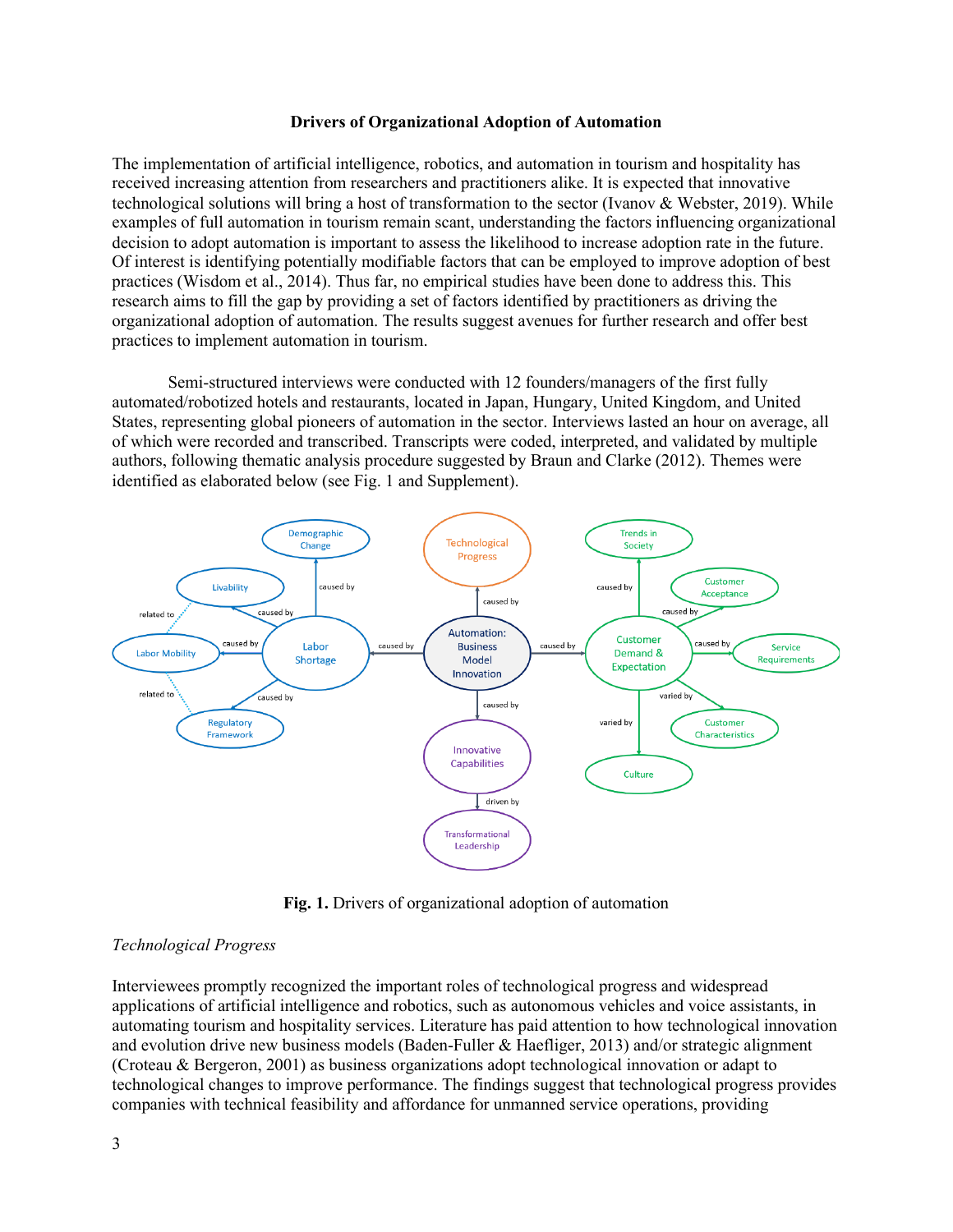**Drivers of Organizational Adoption of Automation**

The implementation of artificial intelligence, robotics, and automation in tourism and hospitality has received increasing attention from researchers and practitioners alike. It is expected that innovative technological solutions will bring a host of transformation to the sector (Ivanov & Webster, 2019). While examples of full automation in tourism remain scant, understanding the factors influencing organizational decision to adopt automation is important to assess the likelihood to increase adoption rate in the future. Of interest is identifying potentially modifiable factors that can be employed to improve adoption of best practices (Wisdom et al., 2014). Thus far, no empirical studies have been done to address this. This research aims to fill the gap by providing a set of factors identified by practitioners as driving the organizational adoption of automation. The results suggest avenues for further research and offer best practices to implement automation in tourism.

Semi-structured interviews were conducted with 12 founders/managers of the first fully automated/robotized hotels and restaurants, located in Japan, Hungary, United Kingdom, and United States, representing global pioneers of automation in the sector. Interviews lasted an hour on average, all of which were recorded and transcribed. Transcripts were coded, interpreted, and validated by multiple authors, following thematic analysis procedure suggested by Braun and Clarke (2012). Themes were identified as elaborated below (see Fig. 1 and Supplement).

**Fig. 1.** Drivers of organizational adoption of automation

*Technological Progress*

Interviewees promptly recognized the important roles of technological progress and widespread applications of artificial intelligence and robotics, such as autonomous vehicles and voice assistants, in automating tourism and hospitality services. Literature has paid attention to how technological innovation and evolution drive new business models (Baden-Fuller & Haefliger, 2013) and/or strategic alignment (Croteau & Bergeron, 2001) as business organizations adopt technological innovation or adapt to technological changes to improve performance. The findings suggest that technological progress provides companies with technical feasibility and affordance for unmanned service operations, providing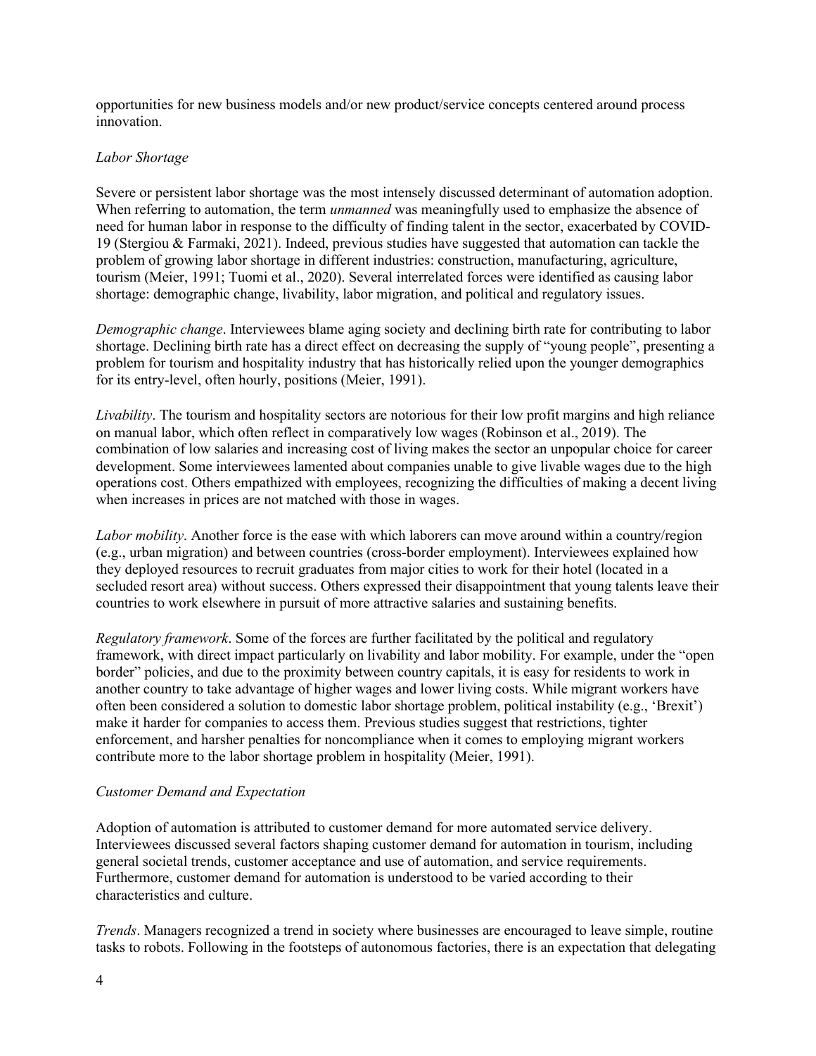opportunities for new business models and/or new product/service concepts centered around process innovation.

### *Labor Shortage*

Severe or persistent labor shortage was the most intensely discussed determinant of automation adoption. When referring to automation, the term *unmanned* was meaningfully used to emphasize the absence of need for human labor in response to the difficulty of finding talent in the sector, exacerbated by COVID-19 (Stergiou & Farmaki, 2021). Indeed, previous studies have suggested that automation can tackle the problem of growing labor shortage in different industries: construction, manufacturing, agriculture, tourism (Meier, 1991; Tuomi et al., 2020). Several interrelated forces were identified as causing labor shortage: demographic change, livability, labor migration, and political and regulatory issues.

*Demographic change*. Interviewees blame aging society and declining birth rate for contributing to labor shortage. Declining birth rate has a direct effect on decreasing the supply of "young people", presenting a problem for tourism and hospitality industry that has historically relied upon the younger demographics for its entry-level, often hourly, positions (Meier, 1991).

*Livability*. The tourism and hospitality sectors are notorious for their low profit margins and high reliance on manual labor, which often reflect in comparatively low wages (Robinson et al., 2019). The combination of low salaries and increasing cost of living makes the sector an unpopular choice for career development. Some interviewees lamented about companies unable to give livable wages due to the high operations cost. Others empathized with employees, recognizing the difficulties of making a decent living when increases in prices are not matched with those in wages.

*Labor mobility*. Another force is the ease with which laborers can move around within a country/region (e.g., urban migration) and between countries (cross-border employment). Interviewees explained how they deployed resources to recruit graduates from major cities to work for their hotel (located in a secluded resort area) without success. Others expressed their disappointment that young talents leave their countries to work elsewhere in pursuit of more attractive salaries and sustaining benefits.

*Regulatory framework*. Some of the forces are further facilitated by the political and regulatory framework, with direct impact particularly on livability and labor mobility. For example, under the "open border" policies, and due to the proximity between country capitals, it is easy for residents to work in another country to take advantage of higher wages and lower living costs. While migrant workers have often been considered a solution to domestic labor shortage problem, political instability (e.g., 'Brexit') make it harder for companies to access them. Previous studies suggest that restrictions, tighter enforcement, and harsher penalties for noncompliance when it comes to employing migrant workers contribute more to the labor shortage problem in hospitality (Meier, 1991).

### *Customer Demand and Expectation*

Adoption of automation is attributed to customer demand for more automated service delivery. Interviewees discussed several factors shaping customer demand for automation in tourism, including general societal trends, customer acceptance and use of automation, and service requirements. Furthermore, customer demand for automation is understood to be varied according to their characteristics and culture.

*Trends*. Managers recognized a trend in society where businesses are encouraged to leave simple, routine tasks to robots. Following in the footsteps of autonomous factories, there is an expectation that delegating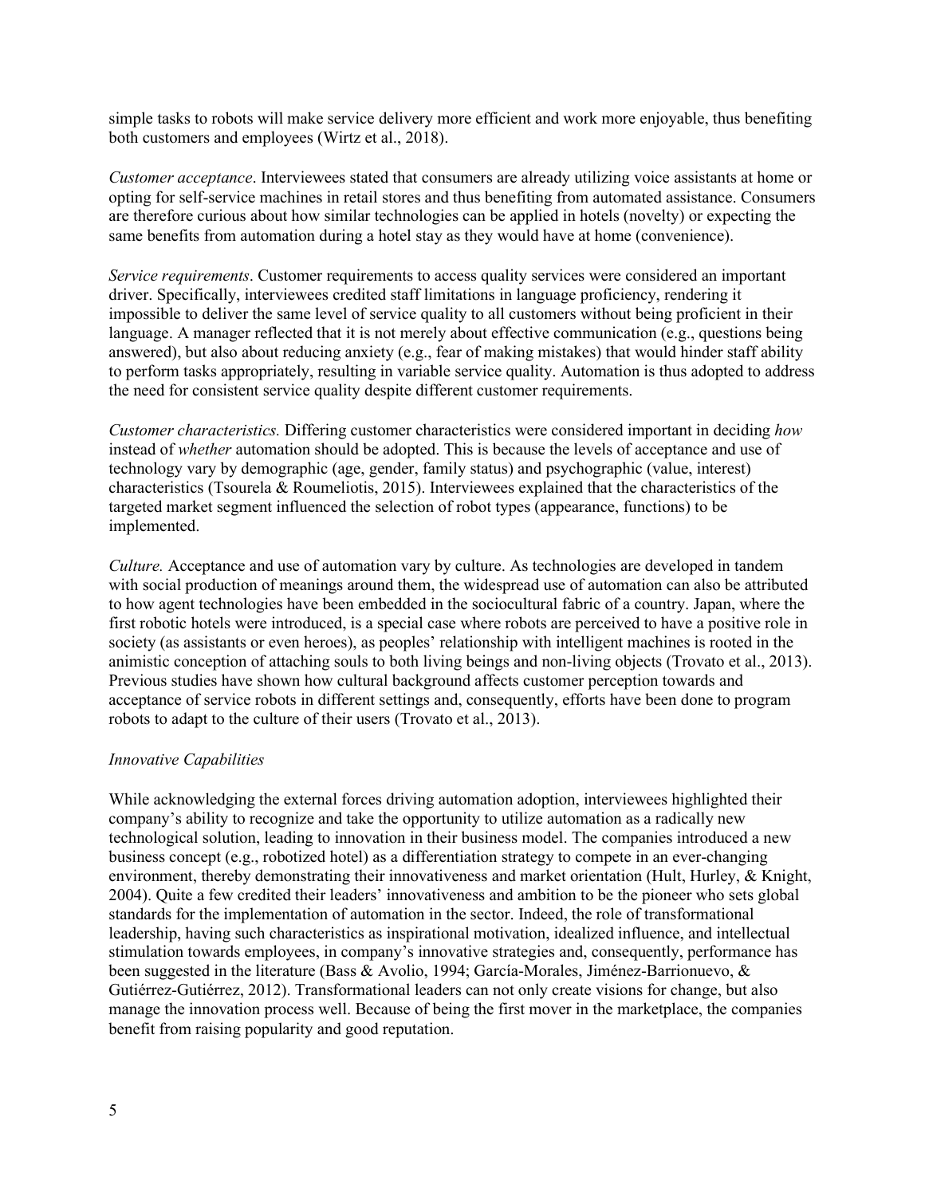simple tasks to robots will make service delivery more efficient and work more enjoyable, thus benefiting both customers and employees (Wirtz et al., 2018).

*Customer acceptance*. Interviewees stated that consumers are already utilizing voice assistants at home or opting for self-service machines in retail stores and thus benefiting from automated assistance. Consumers are therefore curious about how similar technologies can be applied in hotels (novelty) or expecting the same benefits from automation during a hotel stay as they would have at home (convenience).

*Service requirements*. Customer requirements to access quality services were considered an important driver. Specifically, interviewees credited staff limitations in language proficiency, rendering it impossible to deliver the same level of service quality to all customers without being proficient in their language. A manager reflected that it is not merely about effective communication (e.g., questions being answered), but also about reducing anxiety (e.g., fear of making mistakes) that would hinder staff ability to perform tasks appropriately, resulting in variable service quality. Automation is thus adopted to address the need for consistent service quality despite different customer requirements.

*Customer characteristics.* Differing customer characteristics were considered important in deciding *how* instead of *whether* automation should be adopted. This is because the levels of acceptance and use of technology vary by demographic (age, gender, family status) and psychographic (value, interest) characteristics (Tsourela & Roumeliotis, 2015). Interviewees explained that the characteristics of the targeted market segment influenced the selection of robot types (appearance, functions) to be implemented.

*Culture.* Acceptance and use of automation vary by culture. As technologies are developed in tandem with social production of meanings around them, the widespread use of automation can also be attributed to how agent technologies have been embedded in the sociocultural fabric of a country. Japan, where the first robotic hotels were introduced, is a special case where robots are perceived to have a positive role in society (as assistants or even heroes), as peoples' relationship with intelligent machines is rooted in the animistic conception of attaching souls to both living beings and non-living objects (Trovato et al., 2013). Previous studies have shown how cultural background affects customer perception towards and acceptance of service robots in different settings and, consequently, efforts have been done to program robots to adapt to the culture of their users (Trovato et al., 2013).

### *Innovative Capabilities*

While acknowledging the external forces driving automation adoption, interviewees highlighted their company's ability to recognize and take the opportunity to utilize automation as a radically new technological solution, leading to innovation in their business model. The companies introduced a new business concept (e.g., robotized hotel) as a differentiation strategy to compete in an ever-changing environment, thereby demonstrating their innovativeness and market orientation (Hult, Hurley, & Knight, 2004). Quite a few credited their leaders' innovativeness and ambition to be the pioneer who sets global standards for the implementation of automation in the sector. Indeed, the role of transformational leadership, having such characteristics as inspirational motivation, idealized influence, and intellectual stimulation towards employees, in company's innovative strategies and, consequently, performance has been suggested in the literature (Bass & Avolio, 1994; García-Morales, Jiménez-Barrionuevo, & Gutiérrez-Gutiérrez, 2012). Transformational leaders can not only create visions for change, but also manage the innovation process well. Because of being the first mover in the marketplace, the companies benefit from raising popularity and good reputation.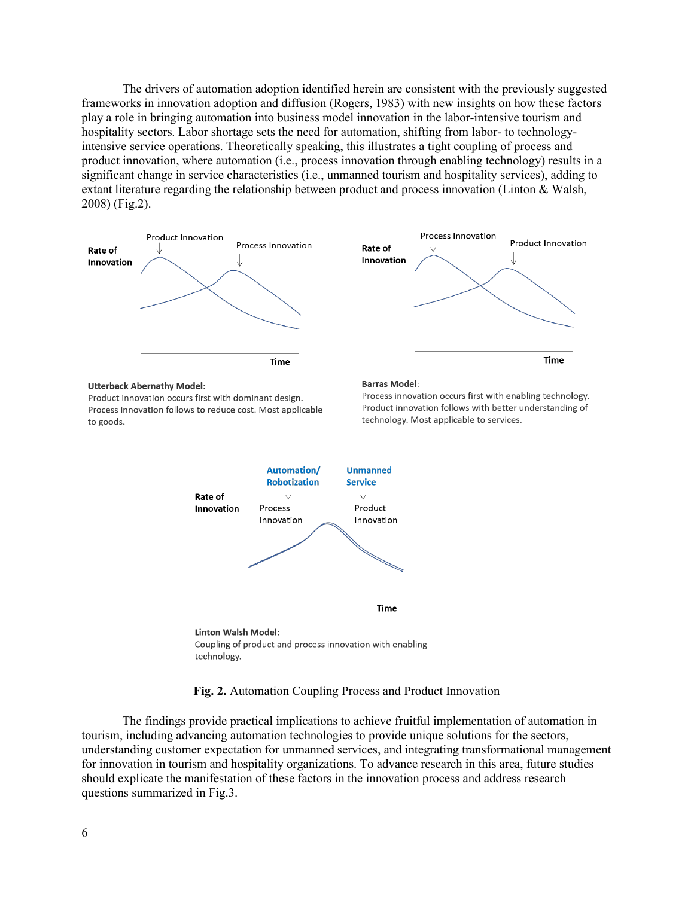The drivers of automation adoption identified herein are consistent with the previously suggested frameworks in innovation adoption and diffusion (Rogers, 1983) with new insights on how these factors play a role in bringing automation into business model innovation in the labor-intensive tourism and hospitality sectors. Labor shortage sets the need for automation, shifting from labor- to technology-intensive service operations. Theoretically speaking, this illustrates a tight coupling of process and product innovation, where automation (i.e., process innovation through enabling technology) results in a significant change in service characteristics (i.e., unmanned tourism and hospitality services), adding to extant literature regarding the relationship between product and process innovation (Linton & Walsh, 2008) (Fig.2).

Rate of Innovation — Product Innovation — Process Innovation — Time

**Utterback Abernathy Model**:
Product innovation occurs first with dominant design. Process innovation follows to reduce cost. Most applicable to goods.

Rate of Innovation — Process Innovation — Product Innovation — Time

**Barras Model**:
Process innovation occurs first with enabling technology. Product innovation follows with better understanding of technology. Most applicable to services.

Rate of Innovation — Automation/ Robotization — Process Innovation — Unmanned Service — Product Innovation — Time

**Linton Walsh Model**:
Coupling of product and process innovation with enabling technology.

**Fig. 2.** Automation Coupling Process and Product Innovation

The findings provide practical implications to achieve fruitful implementation of automation in tourism, including advancing automation technologies to provide unique solutions for the sectors, understanding customer expectation for unmanned services, and integrating transformational management for innovation in tourism and hospitality organizations. To advance research in this area, future studies should explicate the manifestation of these factors in the innovation process and address research questions summarized in Fig.3.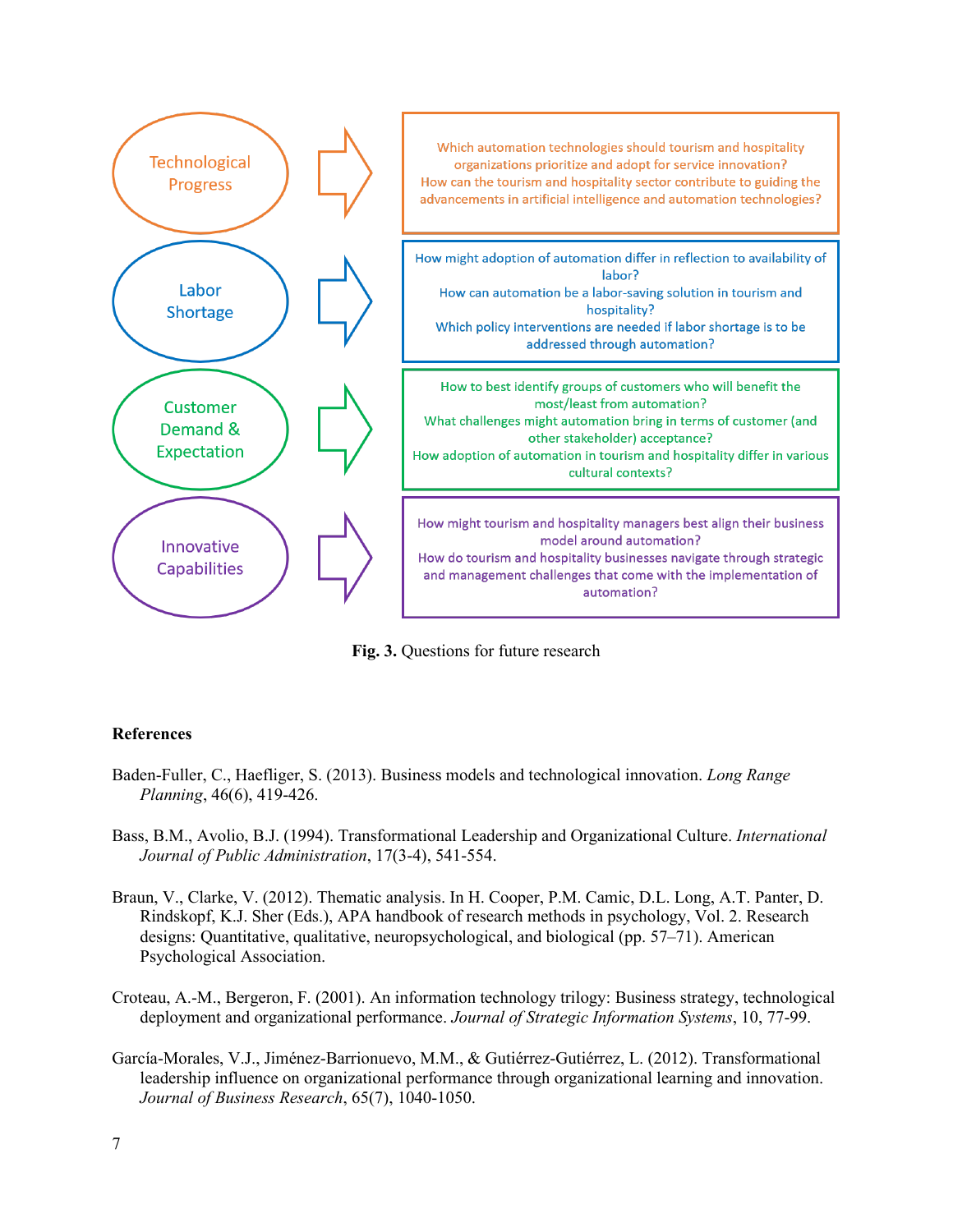| | |
|---|---|
| Technological Progress | Which automation technologies should tourism and hospitality organizations prioritize and adopt for service innovation? How can the tourism and hospitality sector contribute to guiding the advancements in artificial intelligence and automation technologies? |
| Labor Shortage | How might adoption of automation differ in reflection to availability of labor? How can automation be a labor-saving solution in tourism and hospitality? Which policy interventions are needed if labor shortage is to be addressed through automation? |
| Customer Demand & Expectation | How to best identify groups of customers who will benefit the most/least from automation? What challenges might automation bring in terms of customer (and other stakeholder) acceptance? How adoption of automation in tourism and hospitality differ in various cultural contexts? |
| Innovative Capabilities | How might tourism and hospitality managers best align their business model around automation? How do tourism and hospitality businesses navigate through strategic and management challenges that come with the implementation of automation? |

**Fig. 3.** Questions for future research

**References**

Baden-Fuller, C., Haefliger, S. (2013). Business models and technological innovation. *Long Range Planning*, 46(6), 419-426.

Bass, B.M., Avolio, B.J. (1994). Transformational Leadership and Organizational Culture. *International Journal of Public Administration*, 17(3-4), 541-554.

Braun, V., Clarke, V. (2012). Thematic analysis. In H. Cooper, P.M. Camic, D.L. Long, A.T. Panter, D. Rindskopf, K.J. Sher (Eds.), APA handbook of research methods in psychology, Vol. 2. Research designs: Quantitative, qualitative, neuropsychological, and biological (pp. 57–71). American Psychological Association.

Croteau, A.-M., Bergeron, F. (2001). An information technology trilogy: Business strategy, technological deployment and organizational performance. *Journal of Strategic Information Systems*, 10, 77-99.

García-Morales, V.J., Jiménez-Barrionuevo, M.M., & Gutiérrez-Gutiérrez, L. (2012). Transformational leadership influence on organizational performance through organizational learning and innovation. *Journal of Business Research*, 65(7), 1040-1050.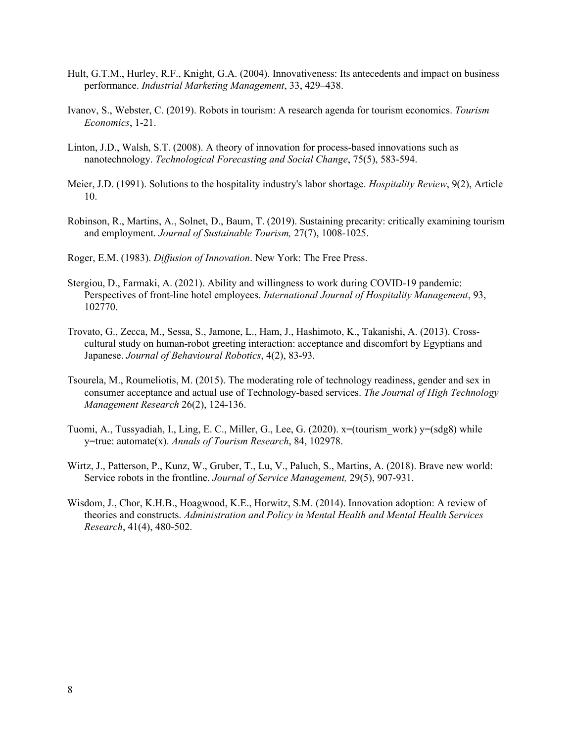Hult, G.T.M., Hurley, R.F., Knight, G.A. (2004). Innovativeness: Its antecedents and impact on business performance. *Industrial Marketing Management*, 33, 429–438.

Ivanov, S., Webster, C. (2019). Robots in tourism: A research agenda for tourism economics. *Tourism Economics*, 1-21.

Linton, J.D., Walsh, S.T. (2008). A theory of innovation for process-based innovations such as nanotechnology. *Technological Forecasting and Social Change*, 75(5), 583-594.

Meier, J.D. (1991). Solutions to the hospitality industry's labor shortage. *Hospitality Review*, 9(2), Article 10.

Robinson, R., Martins, A., Solnet, D., Baum, T. (2019). Sustaining precarity: critically examining tourism and employment. *Journal of Sustainable Tourism,* 27(7), 1008-1025.

Roger, E.M. (1983). *Diffusion of Innovation*. New York: The Free Press.

Stergiou, D., Farmaki, A. (2021). Ability and willingness to work during COVID-19 pandemic: Perspectives of front-line hotel employees. *International Journal of Hospitality Management*, 93, 102770.

Trovato, G., Zecca, M., Sessa, S., Jamone, L., Ham, J., Hashimoto, K., Takanishi, A. (2013). Cross-cultural study on human-robot greeting interaction: acceptance and discomfort by Egyptians and Japanese. *Journal of Behavioural Robotics*, 4(2), 83-93.

Tsourela, M., Roumeliotis, M. (2015). The moderating role of technology readiness, gender and sex in consumer acceptance and actual use of Technology-based services. *The Journal of High Technology Management Research* 26(2), 124-136.

Tuomi, A., Tussyadiah, I., Ling, E. C., Miller, G., Lee, G. (2020). x=(tourism_work) y=(sdg8) while y=true: automate(x). *Annals of Tourism Research*, 84, 102978.

Wirtz, J., Patterson, P., Kunz, W., Gruber, T., Lu, V., Paluch, S., Martins, A. (2018). Brave new world: Service robots in the frontline. *Journal of Service Management,* 29(5), 907-931.

Wisdom, J., Chor, K.H.B., Hoagwood, K.E., Horwitz, S.M. (2014). Innovation adoption: A review of theories and constructs. *Administration and Policy in Mental Health and Mental Health Services Research*, 41(4), 480-502.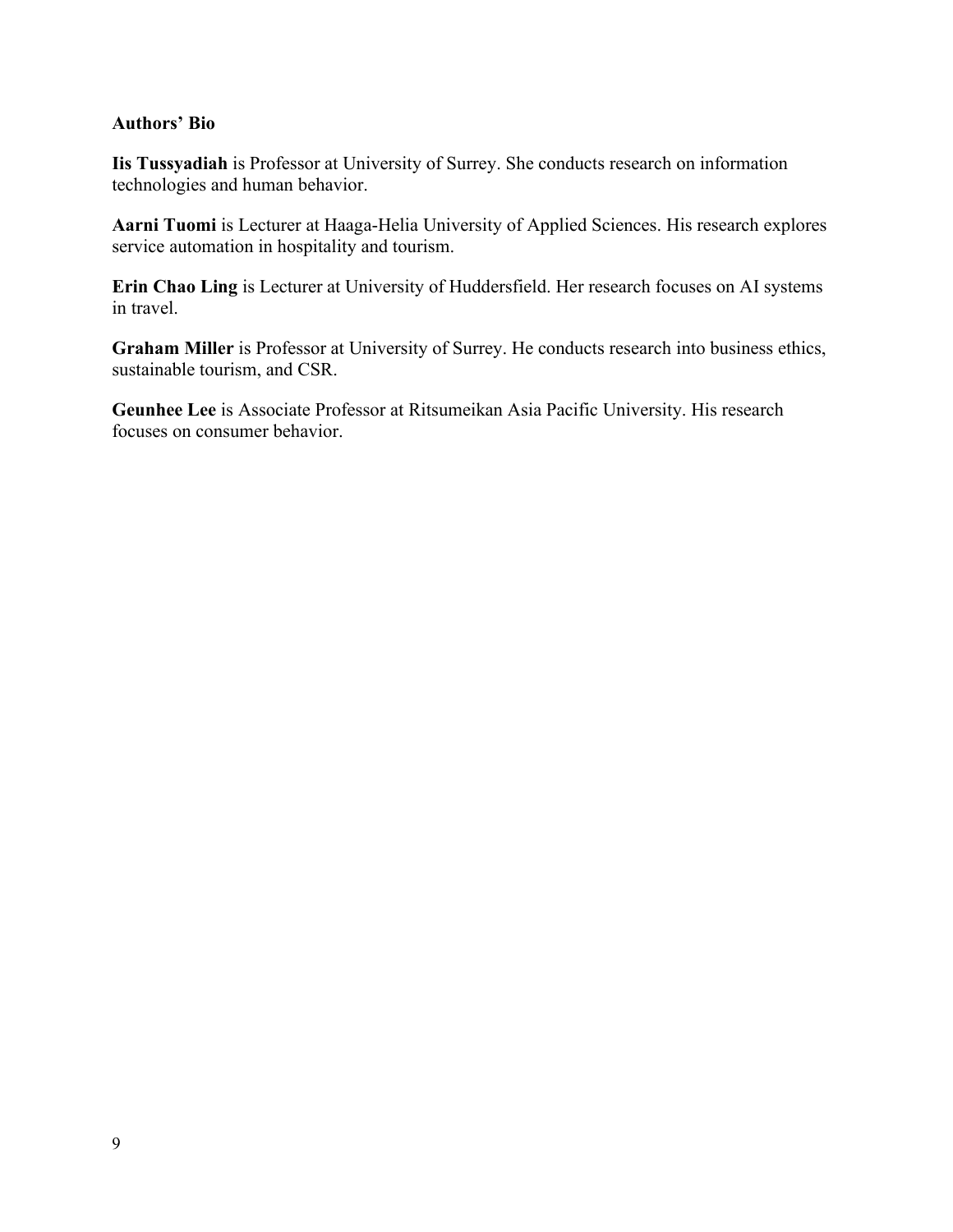**Authors' Bio**

**Iis Tussyadiah** is Professor at University of Surrey. She conducts research on information technologies and human behavior.

**Aarni Tuomi** is Lecturer at Haaga-Helia University of Applied Sciences. His research explores service automation in hospitality and tourism.

**Erin Chao Ling** is Lecturer at University of Huddersfield. Her research focuses on AI systems in travel.

**Graham Miller** is Professor at University of Surrey. He conducts research into business ethics, sustainable tourism, and CSR.

**Geunhee Lee** is Associate Professor at Ritsumeikan Asia Pacific University. His research focuses on consumer behavior.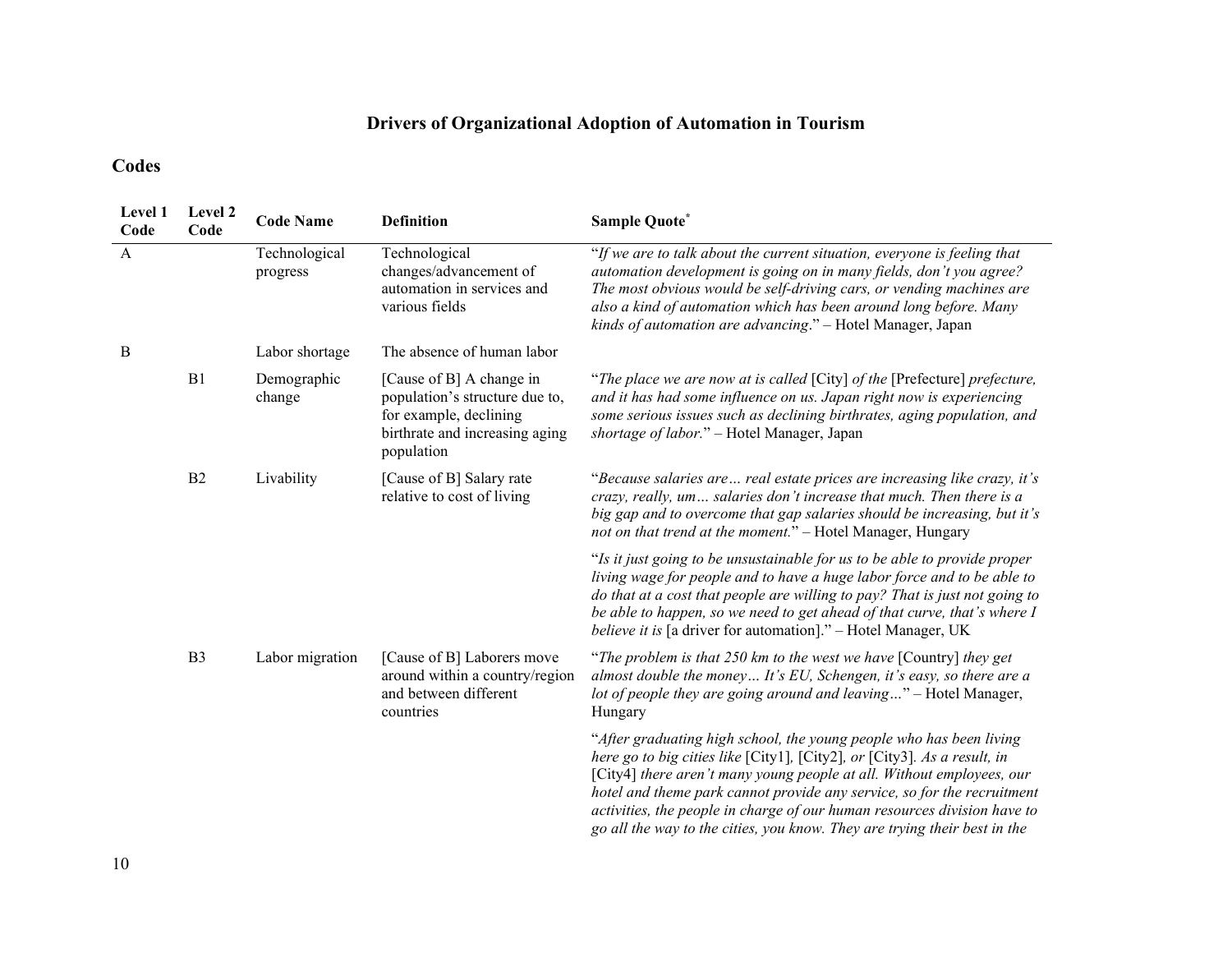# Drivers of Organizational Adoption of Automation in Tourism

## Codes

| Level 1 Code | Level 2 Code | Code Name | Definition | Sample Quote* |
|---|---|---|---|---|
| A | | Technological progress | Technological changes/advancement of automation in services and various fields | "*If we are to talk about the current situation, everyone is feeling that automation development is going on in many fields, don't you agree? The most obvious would be self-driving cars, or vending machines are also a kind of automation which has been around long before. Many kinds of automation are advancing*." – Hotel Manager, Japan |
| B | | Labor shortage | The absence of human labor | |
| | B1 | Demographic change | [Cause of B] A change in population's structure due to, for example, declining birthrate and increasing aging population | "*The place we are now at is called* [City] *of the* [Prefecture] *prefecture, and it has had some influence on us. Japan right now is experiencing some serious issues such as declining birthrates, aging population, and shortage of labor.*" – Hotel Manager, Japan |
| | B2 | Livability | [Cause of B] Salary rate relative to cost of living | "*Because salaries are… real estate prices are increasing like crazy, it's crazy, really, um… salaries don't increase that much. Then there is a big gap and to overcome that gap salaries should be increasing, but it's not on that trend at the moment.*" – Hotel Manager, Hungary |
| | | | | "*Is it just going to be unsustainable for us to be able to provide proper living wage for people and to have a huge labor force and to be able to do that at a cost that people are willing to pay? That is just not going to be able to happen, so we need to get ahead of that curve, that's where I believe it is* [a driver for automation]." – Hotel Manager, UK |
| | B3 | Labor migration | [Cause of B] Laborers move around within a country/region and between different countries | "*The problem is that 250 km to the west we have* [Country] *they get almost double the money… It's EU, Schengen, it's easy, so there are a lot of people they are going around and leaving…*" – Hotel Manager, Hungary |
| | | | | "*After graduating high school, the young people who has been living here go to big cities like* [City1]*,* [City2]*, or* [City3]*. As a result, in* [City4] *there aren't many young people at all. Without employees, our hotel and theme park cannot provide any service, so for the recruitment activities, the people in charge of our human resources division have to go all the way to the cities, you know. They are trying their best in the* |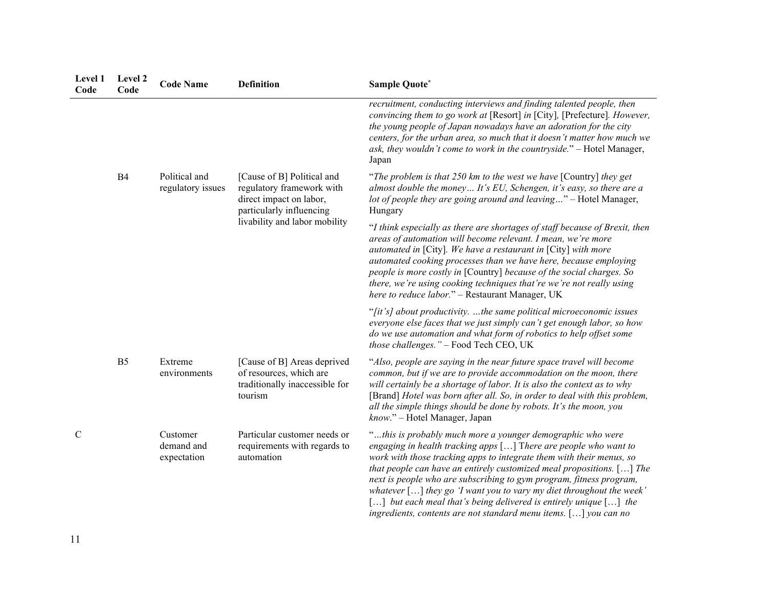| Level 1 Code | Level 2 Code | Code Name | Definition | Sample Quote* |
|---|---|---|---|---|
| | | | | *recruitment, conducting interviews and finding talented people, then convincing them to go work at* [Resort] *in* [City], [Prefecture]. *However, the young people of Japan nowadays have an adoration for the city centers, for the urban area, so much that it doesn't matter how much we ask, they wouldn't come to work in the countryside.*" – Hotel Manager, Japan |
| | B4 | Political and regulatory issues | [Cause of B] Political and regulatory framework with direct impact on labor, particularly influencing livability and labor mobility | "*The problem is that 250 km to the west we have* [Country] *they get almost double the money… It's EU, Schengen, it's easy, so there are a lot of people they are going around and leaving…*" – Hotel Manager, Hungary |
| | | | | "*I think especially as there are shortages of staff because of Brexit, then areas of automation will become relevant. I mean, we're more automated in* [City]. *We have a restaurant in* [City] *with more automated cooking processes than we have here, because employing people is more costly in* [Country] *because of the social charges. So there, we're using cooking techniques that're we're not really using here to reduce labor.*" – Restaurant Manager, UK |
| | | | | "*[it's] about productivity. …the same political microeconomic issues everyone else faces that we just simply can't get enough labor, so how do we use automation and what form of robotics to help offset some those challenges."* – Food Tech CEO, UK |
| | B5 | Extreme environments | [Cause of B] Areas deprived of resources, which are traditionally inaccessible for tourism | "*Also, people are saying in the near future space travel will become common, but if we are to provide accommodation on the moon, there will certainly be a shortage of labor. It is also the context as to why* [Brand] *Hotel was born after all. So, in order to deal with this problem, all the simple things should be done by robots. It's the moon, you know*." – Hotel Manager, Japan |
| C | | Customer demand and expectation | Particular customer needs or requirements with regards to automation | "*…this is probably much more a younger demographic who were engaging in health tracking apps* […] T*here are people who want to work with those tracking apps to integrate them with their menus, so that people can have an entirely customized meal propositions.* […] *The next is people who are subscribing to gym program, fitness program, whatever* […] *they go 'I want you to vary my diet throughout the week'* […] *but each meal that's being delivered is entirely unique* […] *the ingredients, contents are not standard menu items.* […] *you can no* |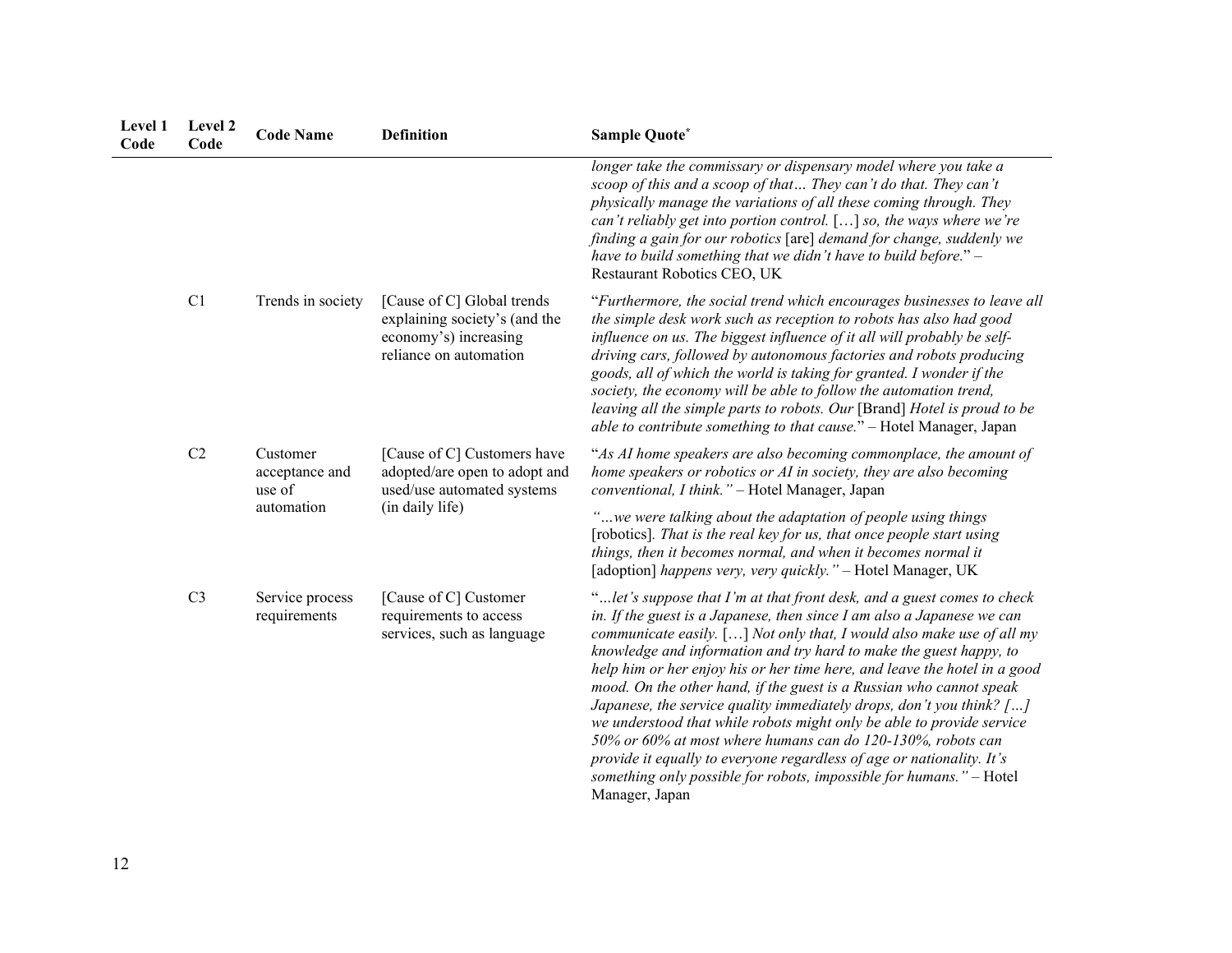| Level 1 Code | Level 2 Code | Code Name | Definition | Sample Quote* |
|---|---|---|---|---|
| | | | | *longer take the commissary or dispensary model where you take a scoop of this and a scoop of that… They can't do that. They can't physically manage the variations of all these coming through. They can't reliably get into portion control.* […] *so, the ways where we're finding a gain for our robotics* [are] *demand for change, suddenly we have to build something that we didn't have to build before.*" – Restaurant Robotics CEO, UK |
| | C1 | Trends in society | [Cause of C] Global trends explaining society's (and the economy's) increasing reliance on automation | "*Furthermore, the social trend which encourages businesses to leave all the simple desk work such as reception to robots has also had good influence on us. The biggest influence of it all will probably be self-driving cars, followed by autonomous factories and robots producing goods, all of which the world is taking for granted. I wonder if the society, the economy will be able to follow the automation trend, leaving all the simple parts to robots. Our* [Brand] *Hotel is proud to be able to contribute something to that cause.*" – Hotel Manager, Japan |
| | C2 | Customer acceptance and use of automation | [Cause of C] Customers have adopted/are open to adopt and used/use automated systems (in daily life) | "*As AI home speakers are also becoming commonplace, the amount of home speakers or robotics or AI in society, they are also becoming conventional, I think.*" – Hotel Manager, Japan<br><br>"*…we were talking about the adaptation of people using things* [robotics]*. That is the real key for us, that once people start using things, then it becomes normal, and when it becomes normal it* [adoption] *happens very, very quickly.*" – Hotel Manager, UK |
| | C3 | Service process requirements | [Cause of C] Customer requirements to access services, such as language | "*…let's suppose that I'm at that front desk, and a guest comes to check in. If the guest is a Japanese, then since I am also a Japanese we can communicate easily.* […] *Not only that, I would also make use of all my knowledge and information and try hard to make the guest happy, to help him or her enjoy his or her time here, and leave the hotel in a good mood. On the other hand, if the guest is a Russian who cannot speak Japanese, the service quality immediately drops, don't you think? […] we understood that while robots might only be able to provide service 50% or 60% at most where humans can do 120-130%, robots can provide it equally to everyone regardless of age or nationality. It's something only possible for robots, impossible for humans.*" – Hotel Manager, Japan |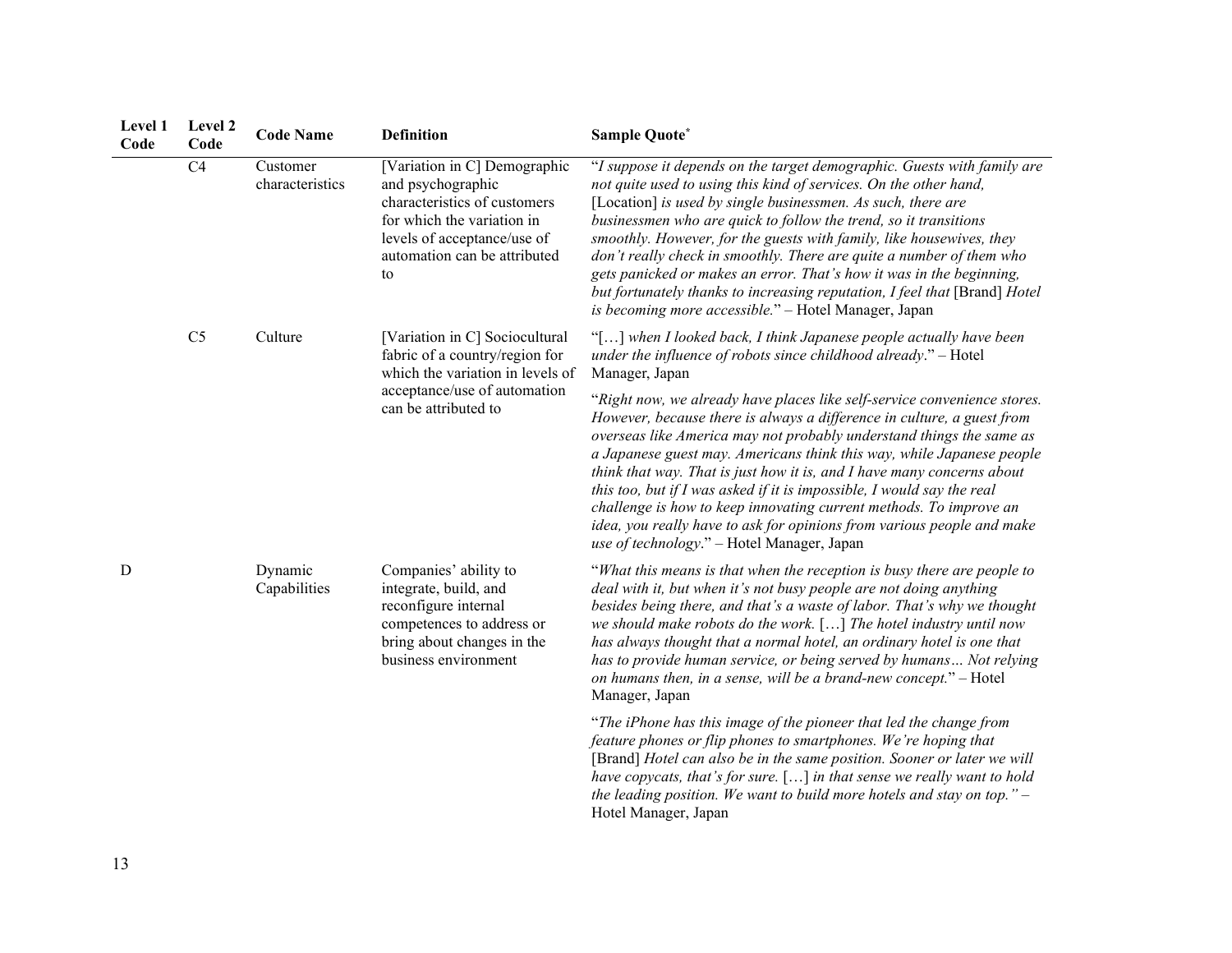| Level 1 Code | Level 2 Code | Code Name | Definition | Sample Quote* |
|---|---|---|---|---|
| | C4 | Customer characteristics | [Variation in C] Demographic and psychographic characteristics of customers for which the variation in levels of acceptance/use of automation can be attributed to | "*I suppose it depends on the target demographic. Guests with family are not quite used to using this kind of services. On the other hand,* [Location] *is used by single businessmen. As such, there are businessmen who are quick to follow the trend, so it transitions smoothly. However, for the guests with family, like housewives, they don't really check in smoothly. There are quite a number of them who gets panicked or makes an error. That's how it was in the beginning, but fortunately thanks to increasing reputation, I feel that* [Brand] *Hotel is becoming more accessible.*" – Hotel Manager, Japan |
| | C5 | Culture | [Variation in C] Sociocultural fabric of a country/region for which the variation in levels of acceptance/use of automation can be attributed to | "[…] *when I looked back, I think Japanese people actually have been under the influence of robots since childhood already*." – Hotel Manager, Japan |
| | | | | "*Right now, we already have places like self-service convenience stores. However, because there is always a difference in culture, a guest from overseas like America may not probably understand things the same as a Japanese guest may. Americans think this way, while Japanese people think that way. That is just how it is, and I have many concerns about this too, but if I was asked if it is impossible, I would say the real challenge is how to keep innovating current methods. To improve an idea, you really have to ask for opinions from various people and make use of technology*." – Hotel Manager, Japan |
| D | | Dynamic Capabilities | Companies' ability to integrate, build, and reconfigure internal competences to address or bring about changes in the business environment | "*What this means is that when the reception is busy there are people to deal with it, but when it's not busy people are not doing anything besides being there, and that's a waste of labor. That's why we thought we should make robots do the work.* […] *The hotel industry until now has always thought that a normal hotel, an ordinary hotel is one that has to provide human service, or being served by humans… Not relying on humans then, in a sense, will be a brand-new concept.*" – Hotel Manager, Japan |
| | | | | "*The iPhone has this image of the pioneer that led the change from feature phones or flip phones to smartphones. We're hoping that* [Brand] *Hotel can also be in the same position. Sooner or later we will have copycats, that's for sure.* […] *in that sense we really want to hold the leading position. We want to build more hotels and stay on top.*" – Hotel Manager, Japan |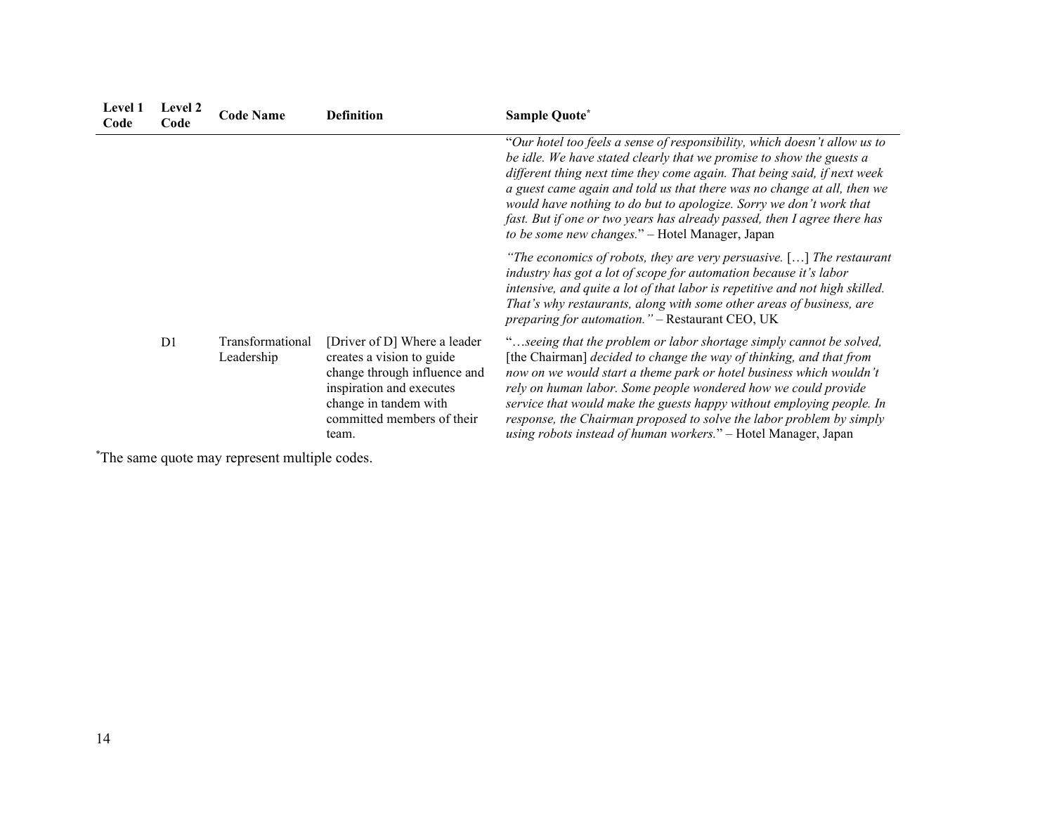| Level 1 Code | Level 2 Code | Code Name | Definition | Sample Quote* |
|---|---|---|---|---|
| | | | | "*Our hotel too feels a sense of responsibility, which doesn't allow us to be idle. We have stated clearly that we promise to show the guests a different thing next time they come again. That being said, if next week a guest came again and told us that there was no change at all, then we would have nothing to do but to apologize. Sorry we don't work that fast. But if one or two years has already passed, then I agree there has to be some new changes.*" – Hotel Manager, Japan |
| | | | | *"The economics of robots, they are very persuasive.* […] *The restaurant industry has got a lot of scope for automation because it's labor intensive, and quite a lot of that labor is repetitive and not high skilled. That's why restaurants, along with some other areas of business, are preparing for automation."* – Restaurant CEO, UK |
| | D1 | Transformational Leadership | [Driver of D] Where a leader creates a vision to guide change through influence and inspiration and executes change in tandem with committed members of their team. | "*…seeing that the problem or labor shortage simply cannot be solved,* [the Chairman] *decided to change the way of thinking, and that from now on we would start a theme park or hotel business which wouldn't rely on human labor. Some people wondered how we could provide service that would make the guests happy without employing people. In response, the Chairman proposed to solve the labor problem by simply using robots instead of human workers.*" – Hotel Manager, Japan |

*The same quote may represent multiple codes.